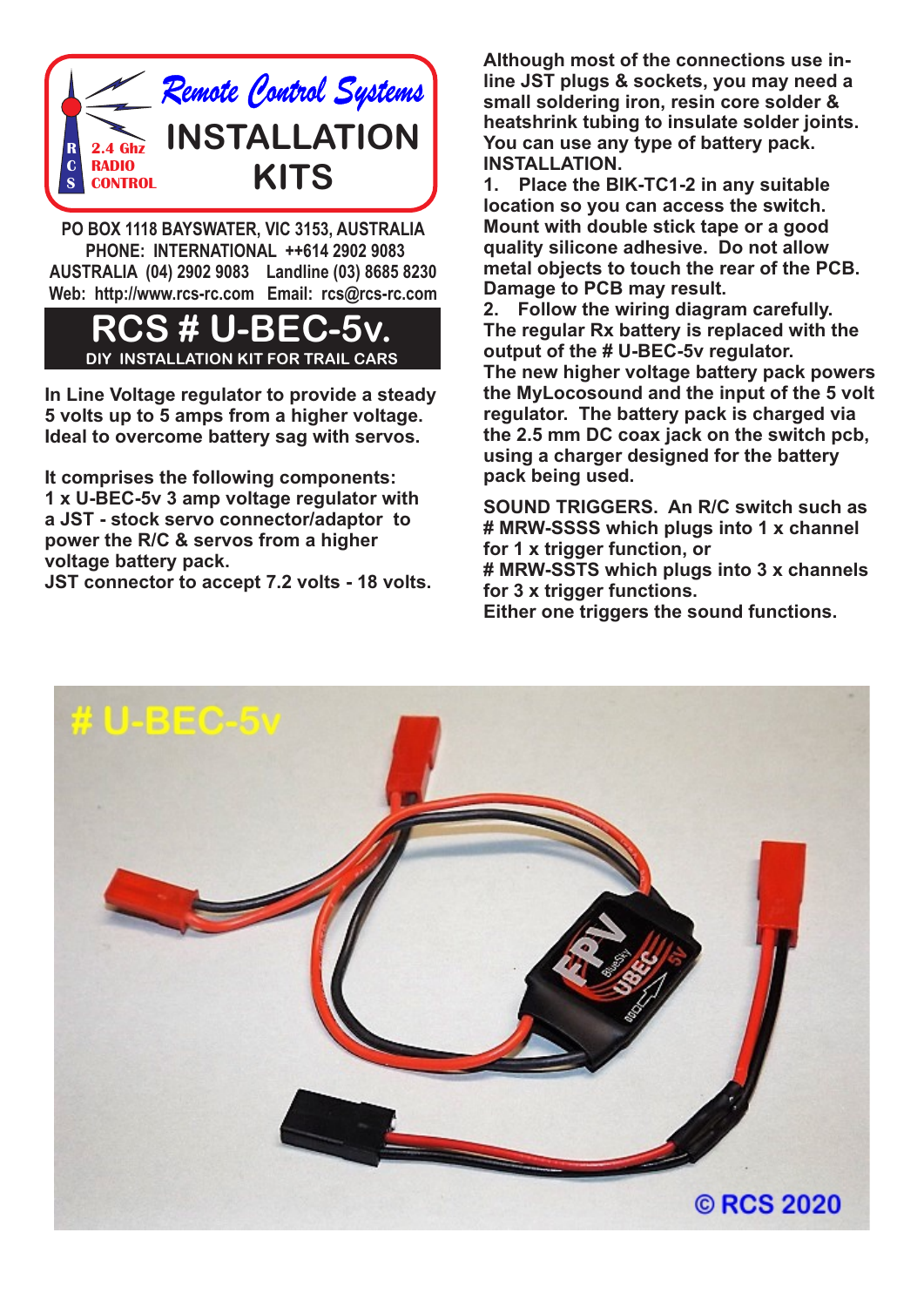# Remote Control Systems INSTALLATION KITS

R C S 2.4 Ghz RADIO CONTROL

PO BOX 1118 BAYSWATER, VIC 3153, AUSTRALIA
PHONE: INTERNATIONAL ++614 2902 9083
AUSTRALIA (04) 2902 9083 Landline (03) 8685 8230
Web: http://www.rcs-rc.com Email: rcs@rcs-rc.com

# RCS # U-BEC-5v.

**DIY INSTALLATION KIT FOR TRAIL CARS**

**In Line Voltage regulator to provide a steady 5 volts up to 5 amps from a higher voltage. Ideal to overcome battery sag with servos.**

**It comprises the following components:**
**1 x U-BEC-5v 3 amp voltage regulator with a JST - stock servo connector/adaptor to power the R/C & servos from a higher voltage battery pack.**
**JST connector to accept 7.2 volts - 18 volts.**

**Although most of the connections use in-line JST plugs & sockets, you may need a small soldering iron, resin core solder & heatshrink tubing to insulate solder joints. You can use any type of battery pack.**

**INSTALLATION.**

**1. Place the BIK-TC1-2 in any suitable location so you can access the switch. Mount with double stick tape or a good quality silicone adhesive. Do not allow metal objects to touch the rear of the PCB. Damage to PCB may result.**

**2. Follow the wiring diagram carefully. The regular Rx battery is replaced with the output of the # U-BEC-5v regulator.**
**The new higher voltage battery pack powers the MyLocosound and the input of the 5 volt regulator. The battery pack is charged via the 2.5 mm DC coax jack on the switch pcb, using a charger designed for the battery pack being used.**

**SOUND TRIGGERS. An R/C switch such as # MRW-SSSS which plugs into 1 x channel for 1 x trigger function, or**
**# MRW-SSTS which plugs into 3 x channels for 3 x trigger functions.**
**Either one triggers the sound functions.**

# U-BEC-5v

© RCS 2020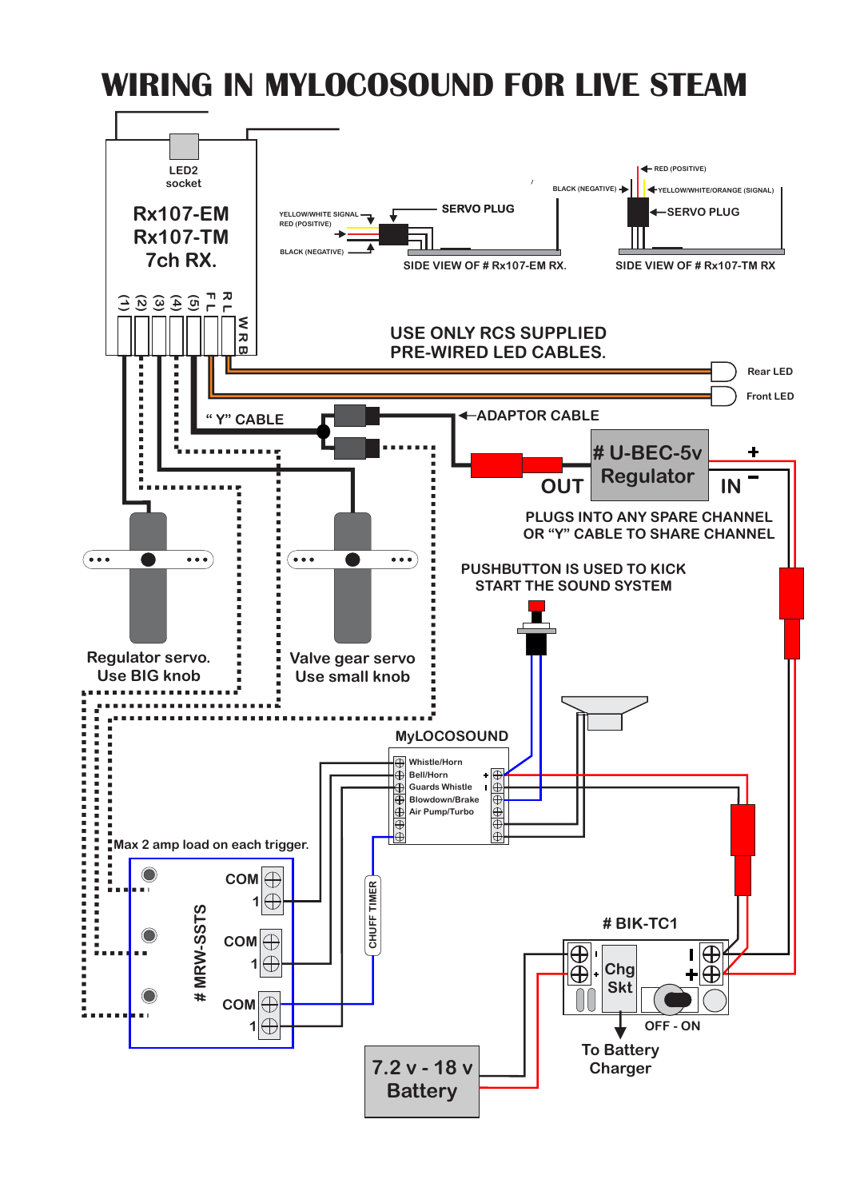# WIRING IN MYLOCOSOUND FOR LIVE STEAM

LED2 socket

Rx107-EM
Rx107-TM
7ch RX.

(1) (2) (3) (4) (5) FL RL

W R B

YELLOW/WHITE SIGNAL
RED (POSITIVE)
BLACK (NEGATIVE)
SERVO PLUG
SIDE VIEW OF # Rx107-EM RX.

RED (POSITIVE)
BLACK (NEGATIVE)
YELLOW/WHITE/ORANGE (SIGNAL)
SERVO PLUG
SIDE VIEW OF # Rx107-TM RX

USE ONLY RCS SUPPLIED
PRE-WIRED LED CABLES.

Rear LED

Front LED

" Y" CABLE

ADAPTOR CABLE

# U-BEC-5v
Regulator

OUT

IN

+

−

PLUGS INTO ANY SPARE CHANNEL
OR "Y" CABLE TO SHARE CHANNEL

PUSHBUTTON IS USED TO KICK
START THE SOUND SYSTEM

Regulator servo.
Use BIG knob

Valve gear servo
Use small knob

MyLOCOSOUND

Whistle/Horn
Bell/Horn
Guards Whistle
Blowdown/Brake
Air Pump/Turbo

Max 2 amp load on each trigger.

# MRW-SSTS

COM
1
COM
1
COM
1

CHUFF TIMER

# BIK-TC1

Chg
Skt

OFF - ON

To Battery
Charger

7.2 v - 18 v
Battery